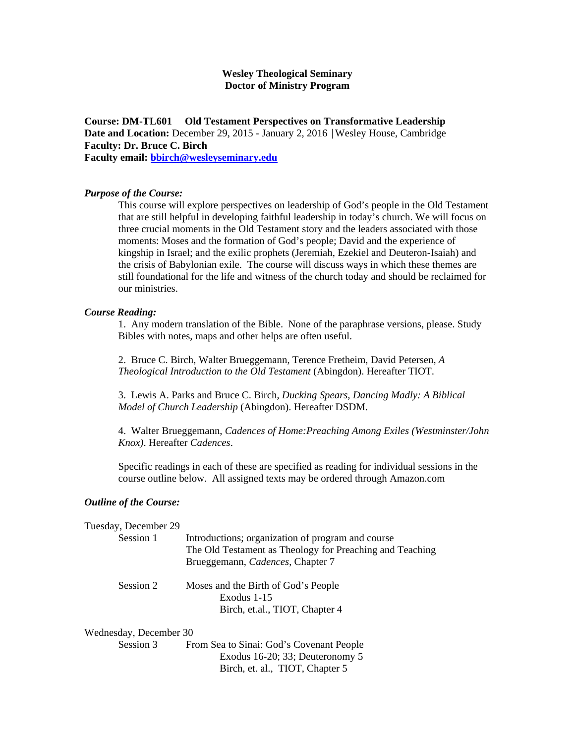**Wesley Theological Seminary**
**Doctor of Ministry Program**

**Course: DM-TL601 Old Testament Perspectives on Transformative Leadership**
**Date and Location:** December 29, 2015 - January 2, 2016 | Wesley House, Cambridge
**Faculty: Dr. Bruce C. Birch**
**Faculty email: bbirch@wesleyseminary.edu**

***Purpose of the Course:***

This course will explore perspectives on leadership of God's people in the Old Testament that are still helpful in developing faithful leadership in today's church. We will focus on three crucial moments in the Old Testament story and the leaders associated with those moments: Moses and the formation of God's people; David and the experience of kingship in Israel; and the exilic prophets (Jeremiah, Ezekiel and Deuteron-Isaiah) and the crisis of Babylonian exile. The course will discuss ways in which these themes are still foundational for the life and witness of the church today and should be reclaimed for our ministries.

***Course Reading:***

1. Any modern translation of the Bible. None of the paraphrase versions, please. Study Bibles with notes, maps and other helps are often useful.

2. Bruce C. Birch, Walter Brueggemann, Terence Fretheim, David Petersen, *A Theological Introduction to the Old Testament* (Abingdon). Hereafter TIOT.

3. Lewis A. Parks and Bruce C. Birch, *Ducking Spears, Dancing Madly: A Biblical Model of Church Leadership* (Abingdon). Hereafter DSDM.

4. Walter Brueggemann, *Cadences of Home:Preaching Among Exiles (Westminster/John Knox)*. Hereafter *Cadences*.

Specific readings in each of these are specified as reading for individual sessions in the course outline below. All assigned texts may be ordered through Amazon.com

***Outline of the Course:***

Tuesday, December 29

Session 1 — Introductions; organization of program and course
The Old Testament as Theology for Preaching and Teaching
Brueggemann, *Cadences*, Chapter 7

Session 2 — Moses and the Birth of God's People
Exodus 1-15
Birch, et.al., TIOT, Chapter 4

Wednesday, December 30

Session 3 — From Sea to Sinai: God's Covenant People
Exodus 16-20; 33; Deuteronomy 5
Birch, et. al., TIOT, Chapter 5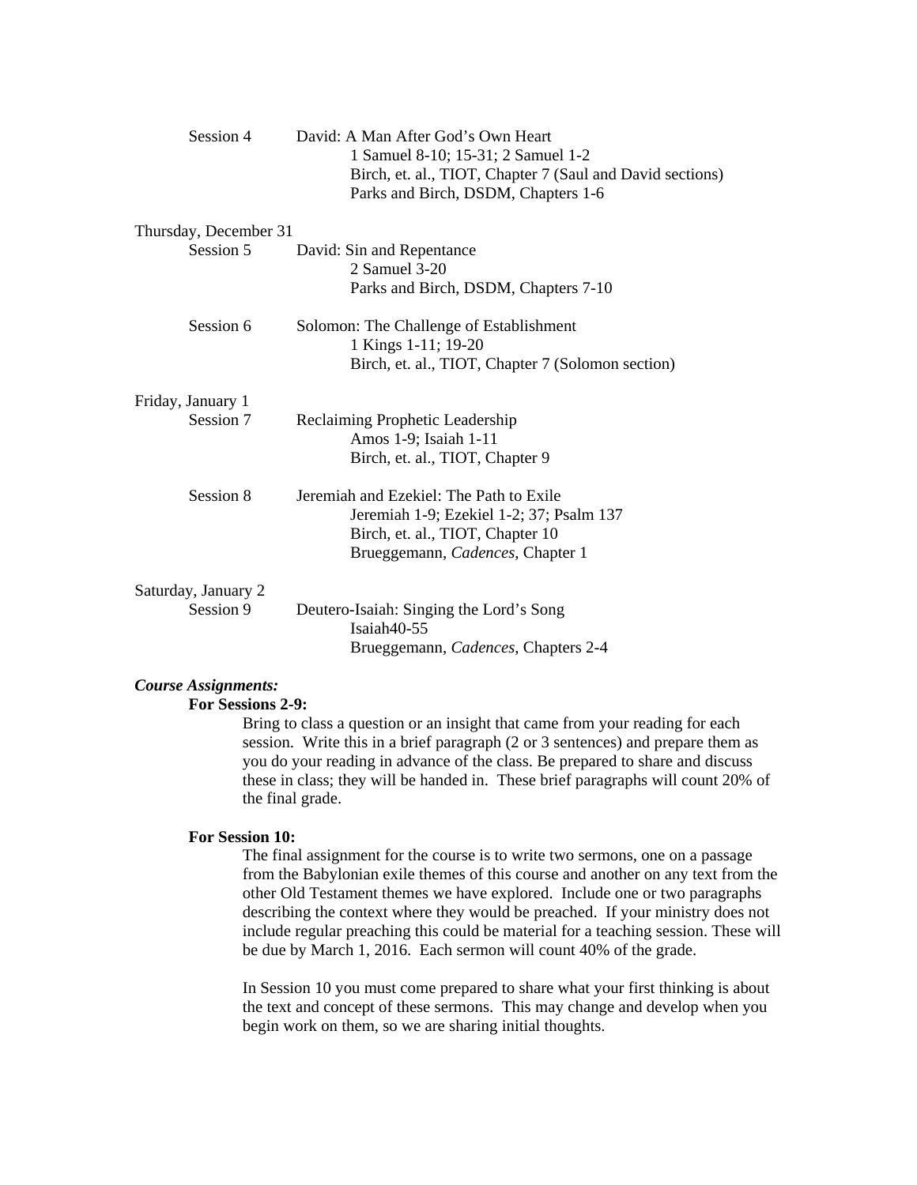Session 4 David: A Man After God's Own Heart
1 Samuel 8-10; 15-31; 2 Samuel 1-2
Birch, et. al., TIOT, Chapter 7 (Saul and David sections)
Parks and Birch, DSDM, Chapters 1-6

Thursday, December 31
Session 5 David: Sin and Repentance
2 Samuel 3-20
Parks and Birch, DSDM, Chapters 7-10

Session 6 Solomon: The Challenge of Establishment
1 Kings 1-11; 19-20
Birch, et. al., TIOT, Chapter 7 (Solomon section)

Friday, January 1
Session 7 Reclaiming Prophetic Leadership
Amos 1-9; Isaiah 1-11
Birch, et. al., TIOT, Chapter 9

Session 8 Jeremiah and Ezekiel: The Path to Exile
Jeremiah 1-9; Ezekiel 1-2; 37; Psalm 137
Birch, et. al., TIOT, Chapter 10
Brueggemann, *Cadences*, Chapter 1

Saturday, January 2
Session 9 Deutero-Isaiah: Singing the Lord's Song
Isaiah40-55
Brueggemann, *Cadences*, Chapters 2-4

***Course Assignments:***

**For Sessions 2-9:**

Bring to class a question or an insight that came from your reading for each session. Write this in a brief paragraph (2 or 3 sentences) and prepare them as you do your reading in advance of the class. Be prepared to share and discuss these in class; they will be handed in. These brief paragraphs will count 20% of the final grade.

**For Session 10:**

The final assignment for the course is to write two sermons, one on a passage from the Babylonian exile themes of this course and another on any text from the other Old Testament themes we have explored. Include one or two paragraphs describing the context where they would be preached. If your ministry does not include regular preaching this could be material for a teaching session. These will be due by March 1, 2016. Each sermon will count 40% of the grade.

In Session 10 you must come prepared to share what your first thinking is about the text and concept of these sermons. This may change and develop when you begin work on them, so we are sharing initial thoughts.